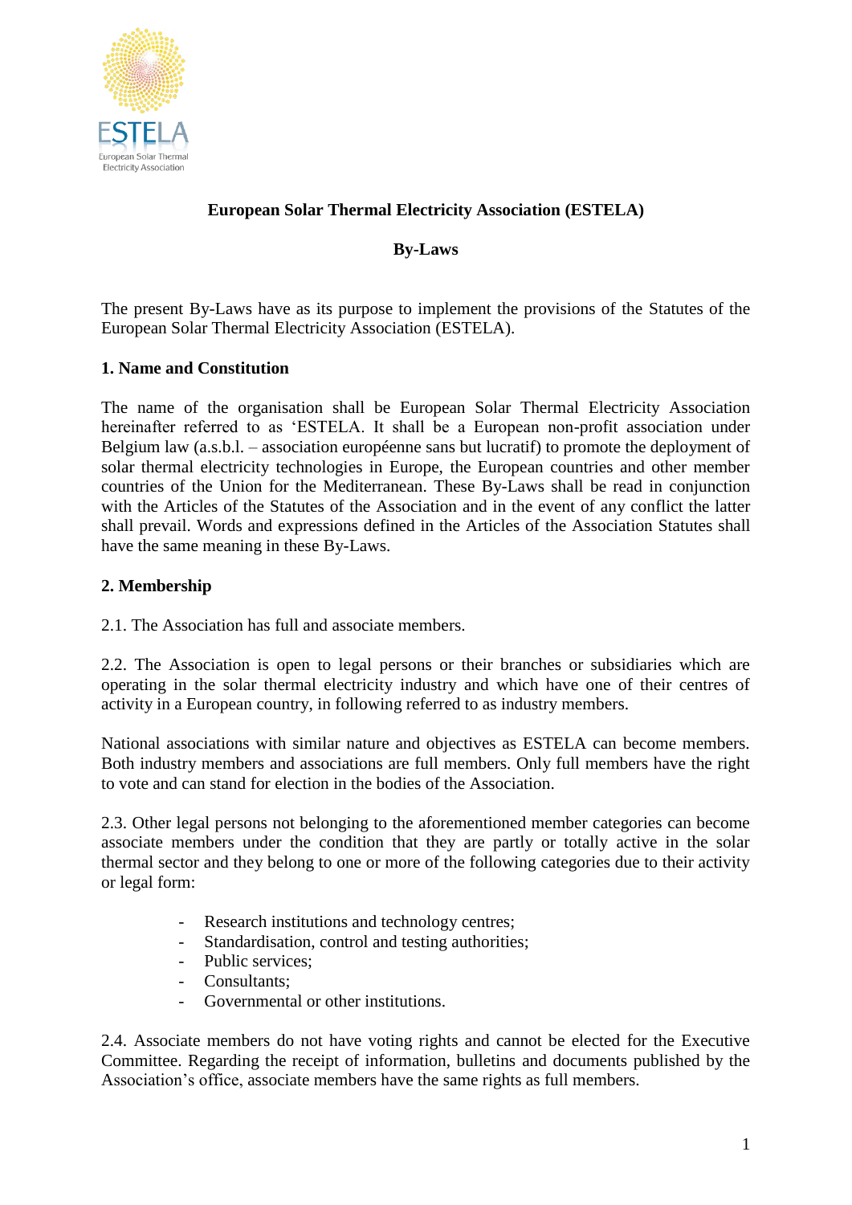# European Solar Thermal Electricity Association (ESTELA)

## By-Laws

The present By-Laws have as its purpose to implement the provisions of the Statutes of the European Solar Thermal Electricity Association (ESTELA).

### 1. Name and Constitution

The name of the organisation shall be European Solar Thermal Electricity Association hereinafter referred to as 'ESTELA. It shall be a European non-profit association under Belgium law (a.s.b.l. – association européenne sans but lucratif) to promote the deployment of solar thermal electricity technologies in Europe, the European countries and other member countries of the Union for the Mediterranean. These By-Laws shall be read in conjunction with the Articles of the Statutes of the Association and in the event of any conflict the latter shall prevail. Words and expressions defined in the Articles of the Association Statutes shall have the same meaning in these By-Laws.

### 2. Membership

2.1. The Association has full and associate members.

2.2. The Association is open to legal persons or their branches or subsidiaries which are operating in the solar thermal electricity industry and which have one of their centres of activity in a European country, in following referred to as industry members.

National associations with similar nature and objectives as ESTELA can become members. Both industry members and associations are full members. Only full members have the right to vote and can stand for election in the bodies of the Association.

2.3. Other legal persons not belonging to the aforementioned member categories can become associate members under the condition that they are partly or totally active in the solar thermal sector and they belong to one or more of the following categories due to their activity or legal form:

- Research institutions and technology centres;
- Standardisation, control and testing authorities;
- Public services;
- Consultants;
- Governmental or other institutions.

2.4. Associate members do not have voting rights and cannot be elected for the Executive Committee. Regarding the receipt of information, bulletins and documents published by the Association's office, associate members have the same rights as full members.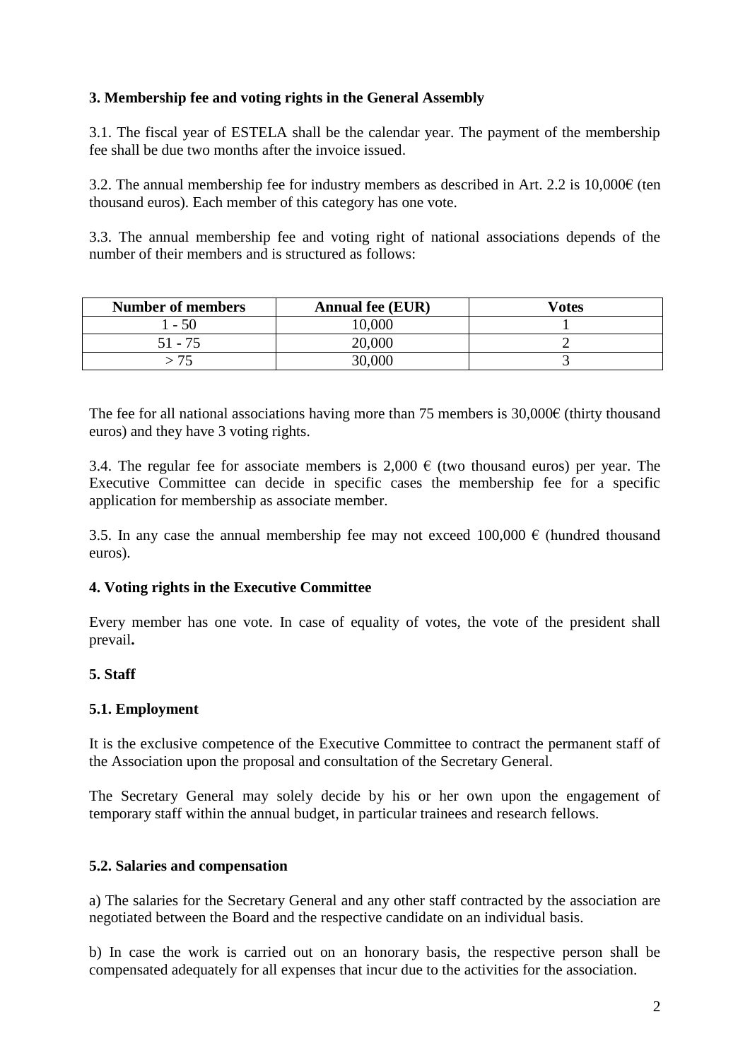### 3. Membership fee and voting rights in the General Assembly

3.1. The fiscal year of ESTELA shall be the calendar year. The payment of the membership fee shall be due two months after the invoice issued.

3.2. The annual membership fee for industry members as described in Art. 2.2 is 10,000€ (ten thousand euros). Each member of this category has one vote.

3.3. The annual membership fee and voting right of national associations depends of the number of their members and is structured as follows:

| Number of members | Annual fee (EUR) | Votes |
|---|---|---|
| 1 - 50 | 10,000 | 1 |
| 51 - 75 | 20,000 | 2 |
| > 75 | 30,000 | 3 |

The fee for all national associations having more than 75 members is 30,000€ (thirty thousand euros) and they have 3 voting rights.

3.4. The regular fee for associate members is 2,000 € (two thousand euros) per year. The Executive Committee can decide in specific cases the membership fee for a specific application for membership as associate member.

3.5. In any case the annual membership fee may not exceed 100,000 € (hundred thousand euros).

### 4. Voting rights in the Executive Committee

Every member has one vote. In case of equality of votes, the vote of the president shall prevail**.**

### 5. Staff

#### 5.1. Employment

It is the exclusive competence of the Executive Committee to contract the permanent staff of the Association upon the proposal and consultation of the Secretary General.

The Secretary General may solely decide by his or her own upon the engagement of temporary staff within the annual budget, in particular trainees and research fellows.

#### 5.2. Salaries and compensation

a) The salaries for the Secretary General and any other staff contracted by the association are negotiated between the Board and the respective candidate on an individual basis.

b) In case the work is carried out on an honorary basis, the respective person shall be compensated adequately for all expenses that incur due to the activities for the association.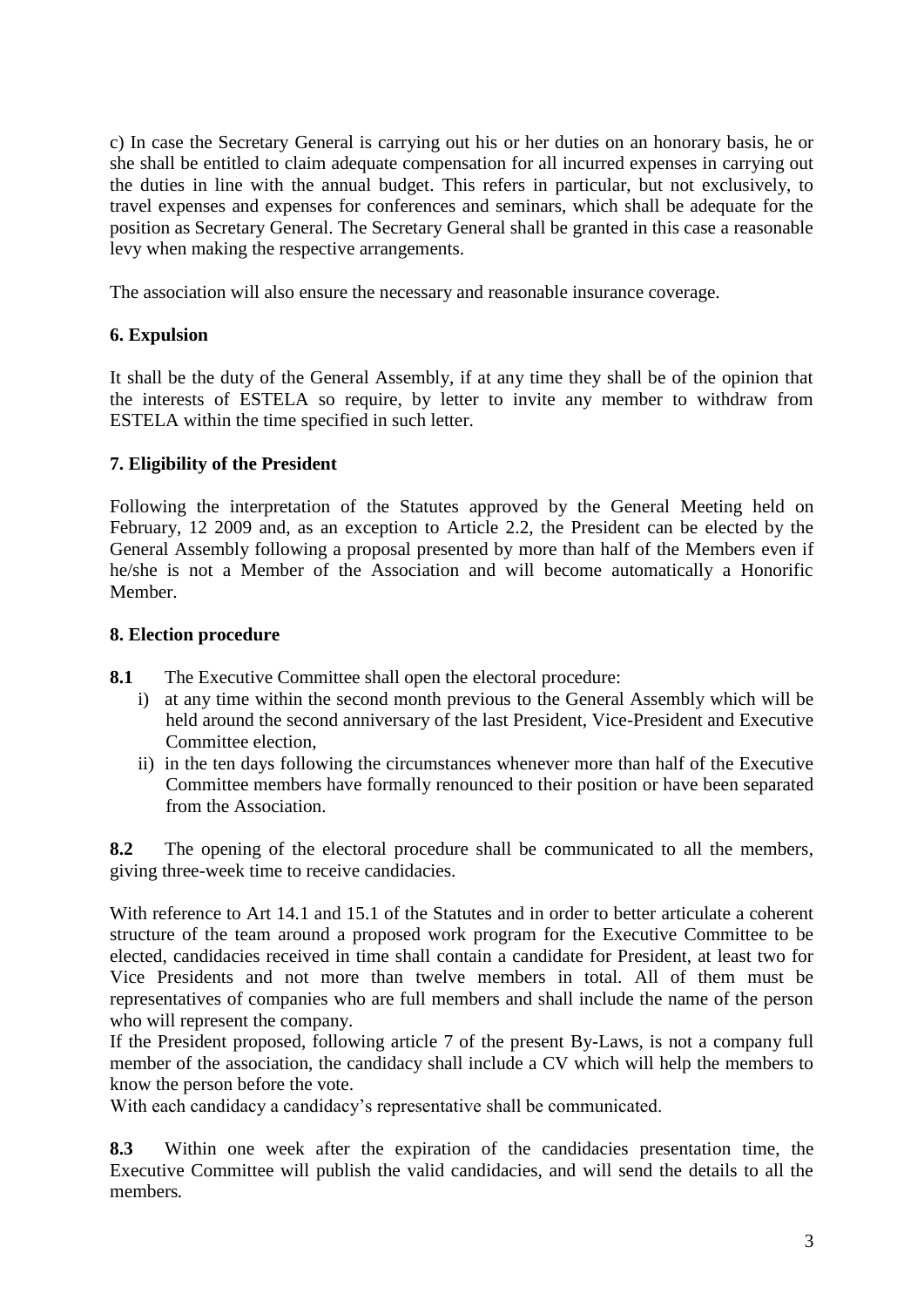c) In case the Secretary General is carrying out his or her duties on an honorary basis, he or she shall be entitled to claim adequate compensation for all incurred expenses in carrying out the duties in line with the annual budget. This refers in particular, but not exclusively, to travel expenses and expenses for conferences and seminars, which shall be adequate for the position as Secretary General. The Secretary General shall be granted in this case a reasonable levy when making the respective arrangements.

The association will also ensure the necessary and reasonable insurance coverage.

### 6. Expulsion

It shall be the duty of the General Assembly, if at any time they shall be of the opinion that the interests of ESTELA so require, by letter to invite any member to withdraw from ESTELA within the time specified in such letter.

### 7. Eligibility of the President

Following the interpretation of the Statutes approved by the General Meeting held on February, 12 2009 and, as an exception to Article 2.2, the President can be elected by the General Assembly following a proposal presented by more than half of the Members even if he/she is not a Member of the Association and will become automatically a Honorific Member.

### 8. Election procedure

**8.1** The Executive Committee shall open the electoral procedure:

i) at any time within the second month previous to the General Assembly which will be held around the second anniversary of the last President, Vice-President and Executive Committee election,

ii) in the ten days following the circumstances whenever more than half of the Executive Committee members have formally renounced to their position or have been separated from the Association.

**8.2** The opening of the electoral procedure shall be communicated to all the members, giving three-week time to receive candidacies.

With reference to Art 14.1 and 15.1 of the Statutes and in order to better articulate a coherent structure of the team around a proposed work program for the Executive Committee to be elected, candidacies received in time shall contain a candidate for President, at least two for Vice Presidents and not more than twelve members in total. All of them must be representatives of companies who are full members and shall include the name of the person who will represent the company.

If the President proposed, following article 7 of the present By-Laws, is not a company full member of the association, the candidacy shall include a CV which will help the members to know the person before the vote.

With each candidacy a candidacy's representative shall be communicated.

**8.3** Within one week after the expiration of the candidacies presentation time, the Executive Committee will publish the valid candidacies, and will send the details to all the members.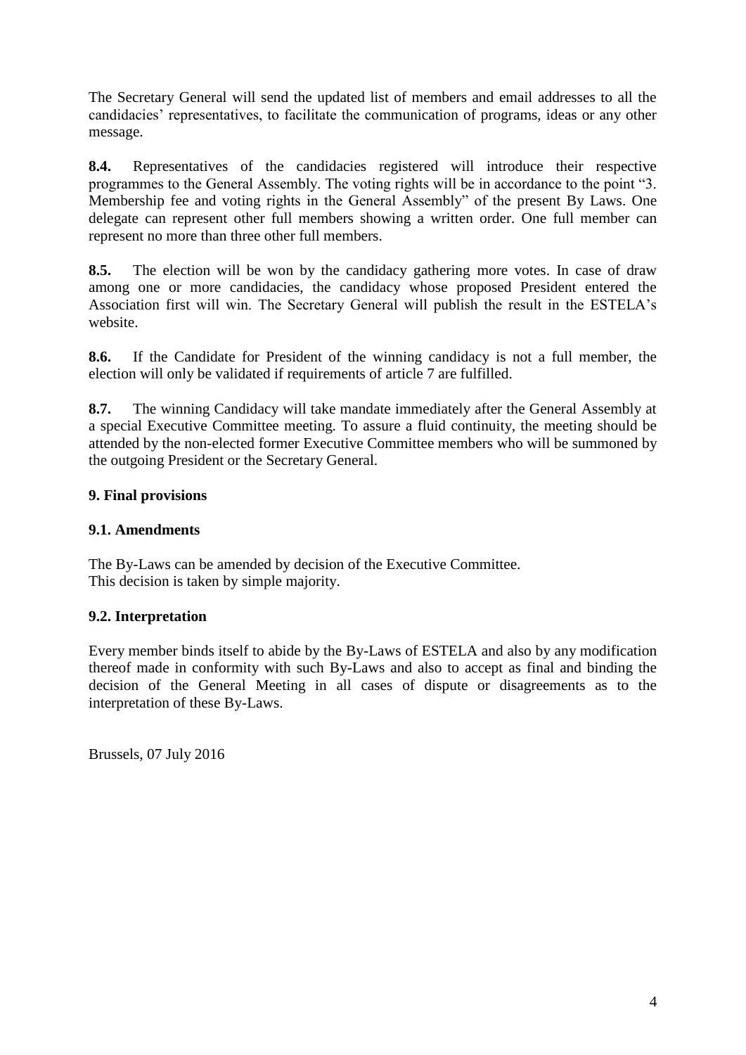The Secretary General will send the updated list of members and email addresses to all the candidacies' representatives, to facilitate the communication of programs, ideas or any other message.

**8.4.** Representatives of the candidacies registered will introduce their respective programmes to the General Assembly. The voting rights will be in accordance to the point "3. Membership fee and voting rights in the General Assembly" of the present By Laws. One delegate can represent other full members showing a written order. One full member can represent no more than three other full members.

**8.5.** The election will be won by the candidacy gathering more votes. In case of draw among one or more candidacies, the candidacy whose proposed President entered the Association first will win. The Secretary General will publish the result in the ESTELA's website.

**8.6.** If the Candidate for President of the winning candidacy is not a full member, the election will only be validated if requirements of article 7 are fulfilled.

**8.7.** The winning Candidacy will take mandate immediately after the General Assembly at a special Executive Committee meeting. To assure a fluid continuity, the meeting should be attended by the non-elected former Executive Committee members who will be summoned by the outgoing President or the Secretary General.

## 9. Final provisions

### 9.1. Amendments

The By-Laws can be amended by decision of the Executive Committee.
This decision is taken by simple majority.

### 9.2. Interpretation

Every member binds itself to abide by the By-Laws of ESTELA and also by any modification thereof made in conformity with such By-Laws and also to accept as final and binding the decision of the General Meeting in all cases of dispute or disagreements as to the interpretation of these By-Laws.

Brussels, 07 July 2016